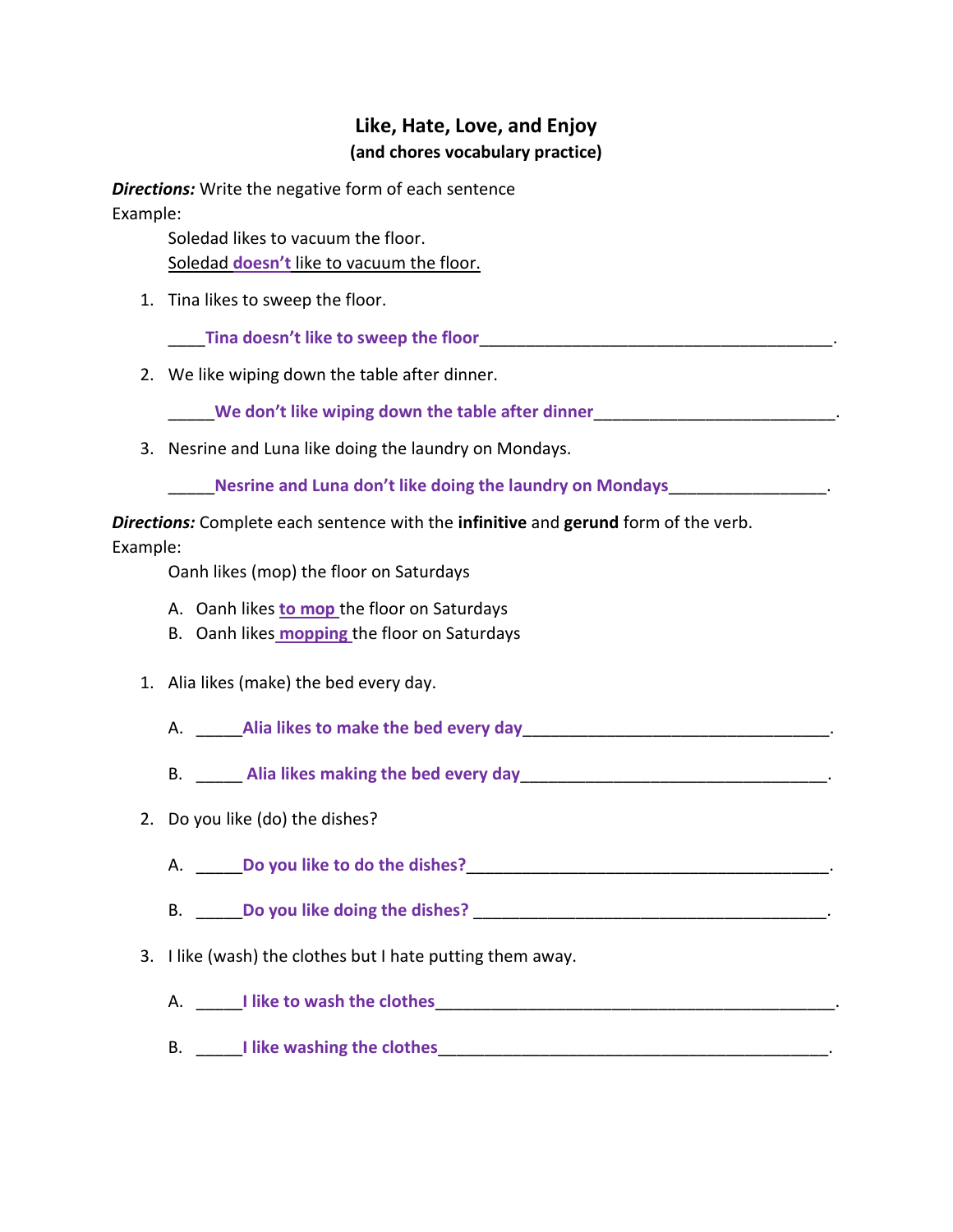# Like, Hate, Love, and Enjoy

**(and chores vocabulary practice)**

***Directions:*** Write the negative form of each sentence

Example:

Soledad likes to vacuum the floor.

Soledad **doesn't** like to vacuum the floor.

1. Tina likes to sweep the floor.

   ____**Tina doesn't like to sweep the floor**________________________________________.

2. We like wiping down the table after dinner.

   _____**We don't like wiping down the table after dinner**__________________________.

3. Nesrine and Luna like doing the laundry on Mondays.

   _____**Nesrine and Luna don't like doing the laundry on Mondays**_________________.

***Directions:*** Complete each sentence with the **infinitive** and **gerund** form of the verb.

Example:

Oanh likes (mop) the floor on Saturdays

A. Oanh likes **to mop** the floor on Saturdays
B. Oanh likes **mopping** the floor on Saturdays

1. Alia likes (make) the bed every day.

   A. _____**Alia likes to make the bed every day**__________________________________.

   B. _____ **Alia likes making the bed every day**__________________________________.

2. Do you like (do) the dishes?

   A. _____**Do you like to do the dishes?**________________________________________.

   B. _____**Do you like doing the dishes?** _______________________________________.

3. I like (wash) the clothes but I hate putting them away.

   A. _____**I like to wash the clothes**____________________________________________.

   B. _____**I like washing the clothes**___________________________________________.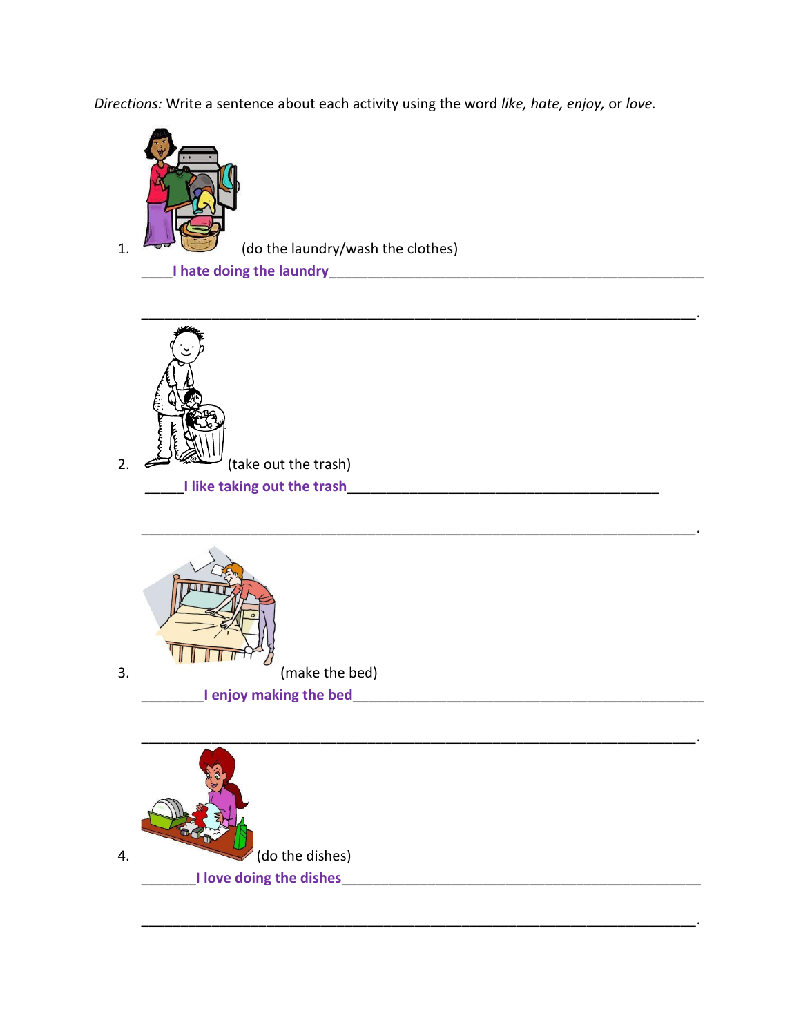*Directions:* Write a sentence about each activity using the word *like, hate, enjoy,* or *love.*

1. (do the laundry/wash the clothes)

____**I hate doing the laundry**__________________________________________________

_____________________________________________________________________________.

2. (take out the trash)

_____**I like taking out the trash**_________________________________________

_____________________________________________________________________________.

3. (make the bed)

________**I enjoy making the bed**_______________________________________________

_____________________________________________________________________________.

4. (do the dishes)

_______**I love doing the dishes**_______________________________________________

_____________________________________________________________________________.